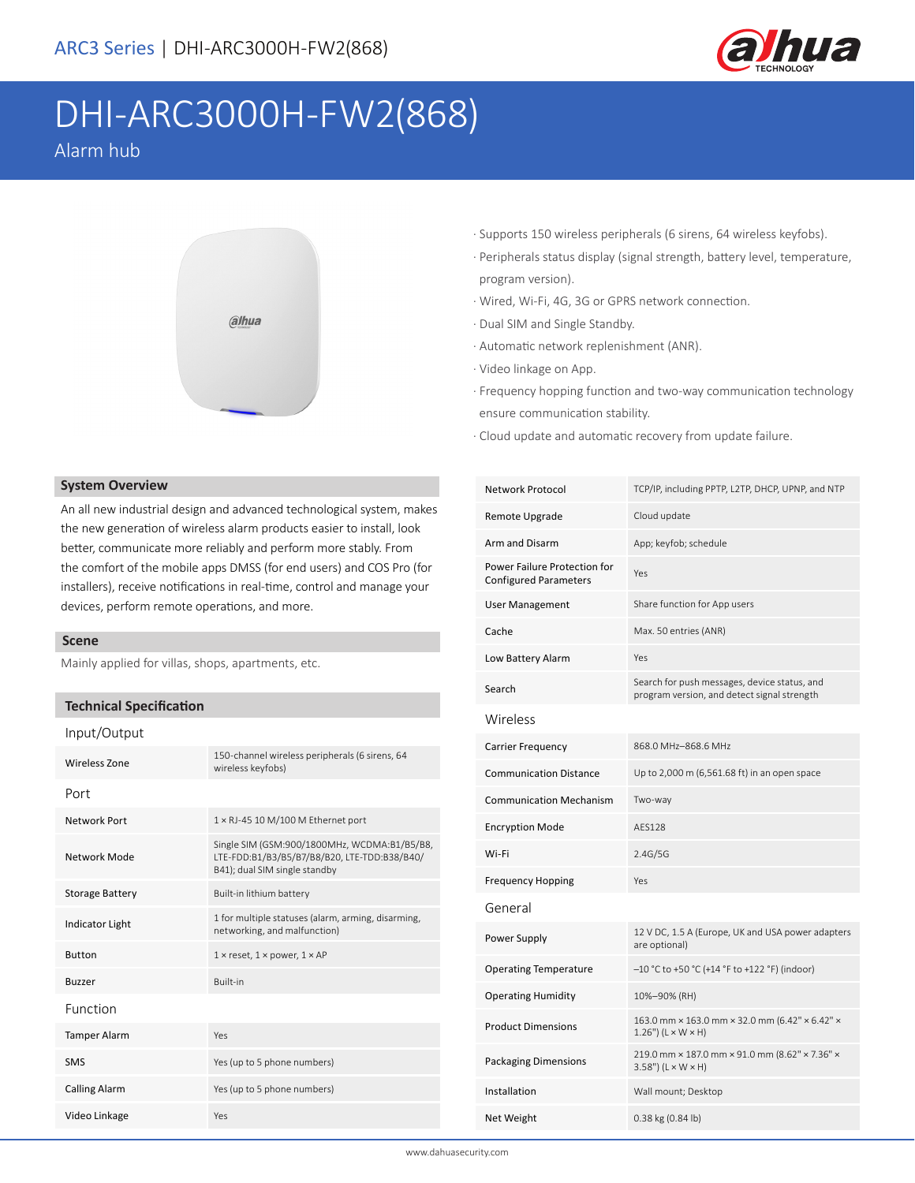ARC3 Series | DHI-ARC3000H-FW2(868)

# DHI-ARC3000H-FW2(868)

Alarm hub

- Supports 150 wireless peripherals (6 sirens, 64 wireless keyfobs).
- Peripherals status display (signal strength, battery level, temperature, program version).
- Wired, Wi-Fi, 4G, 3G or GPRS network connection.
- Dual SIM and Single Standby.
- Automatic network replenishment (ANR).
- Video linkage on App.
- Frequency hopping function and two-way communication technology ensure communication stability.
- Cloud update and automatic recovery from update failure.

## System Overview

An all new industrial design and advanced technological system, makes the new generation of wireless alarm products easier to install, look better, communicate more reliably and perform more stably. From the comfort of the mobile apps DMSS (for end users) and COS Pro (for installers), receive notifications in real-time, control and manage your devices, perform remote operations, and more.

## Scene

Mainly applied for villas, shops, apartments, etc.

## Technical Specification

### Input/Output

| | |
|---|---|
| Wireless Zone | 150-channel wireless peripherals (6 sirens, 64 wireless keyfobs) |

### Port

| | |
|---|---|
| Network Port | 1 × RJ-45 10 M/100 M Ethernet port |
| Network Mode | Single SIM (GSM:900/1800MHz, WCDMA:B1/B5/B8, LTE-FDD:B1/B3/B5/B7/B8/B20, LTE-TDD:B38/B40/B41); dual SIM single standby |
| Storage Battery | Built-in lithium battery |
| Indicator Light | 1 for multiple statuses (alarm, arming, disarming, networking, and malfunction) |
| Button | 1 × reset, 1 × power, 1 × AP |
| Buzzer | Built-in |

### Function

| | |
|---|---|
| Tamper Alarm | Yes |
| SMS | Yes (up to 5 phone numbers) |
| Calling Alarm | Yes (up to 5 phone numbers) |
| Video Linkage | Yes |
| Network Protocol | TCP/IP, including PPTP, L2TP, DHCP, UPNP, and NTP |
| Remote Upgrade | Cloud update |
| Arm and Disarm | App; keyfob; schedule |
| Power Failure Protection for Configured Parameters | Yes |
| User Management | Share function for App users |
| Cache | Max. 50 entries (ANR) |
| Low Battery Alarm | Yes |
| Search | Search for push messages, device status, and program version, and detect signal strength |

### Wireless

| | |
|---|---|
| Carrier Frequency | 868.0 MHz–868.6 MHz |
| Communication Distance | Up to 2,000 m (6,561.68 ft) in an open space |
| Communication Mechanism | Two-way |
| Encryption Mode | AES128 |
| Wi-Fi | 2.4G/5G |
| Frequency Hopping | Yes |

### General

| | |
|---|---|
| Power Supply | 12 V DC, 1.5 A (Europe, UK and USA power adapters are optional) |
| Operating Temperature | –10 °C to +50 °C (+14 °F to +122 °F) (indoor) |
| Operating Humidity | 10%–90% (RH) |
| Product Dimensions | 163.0 mm × 163.0 mm × 32.0 mm (6.42" × 6.42" × 1.26") (L × W × H) |
| Packaging Dimensions | 219.0 mm × 187.0 mm × 91.0 mm (8.62" × 7.36" × 3.58") (L × W × H) |
| Installation | Wall mount; Desktop |
| Net Weight | 0.38 kg (0.84 lb) |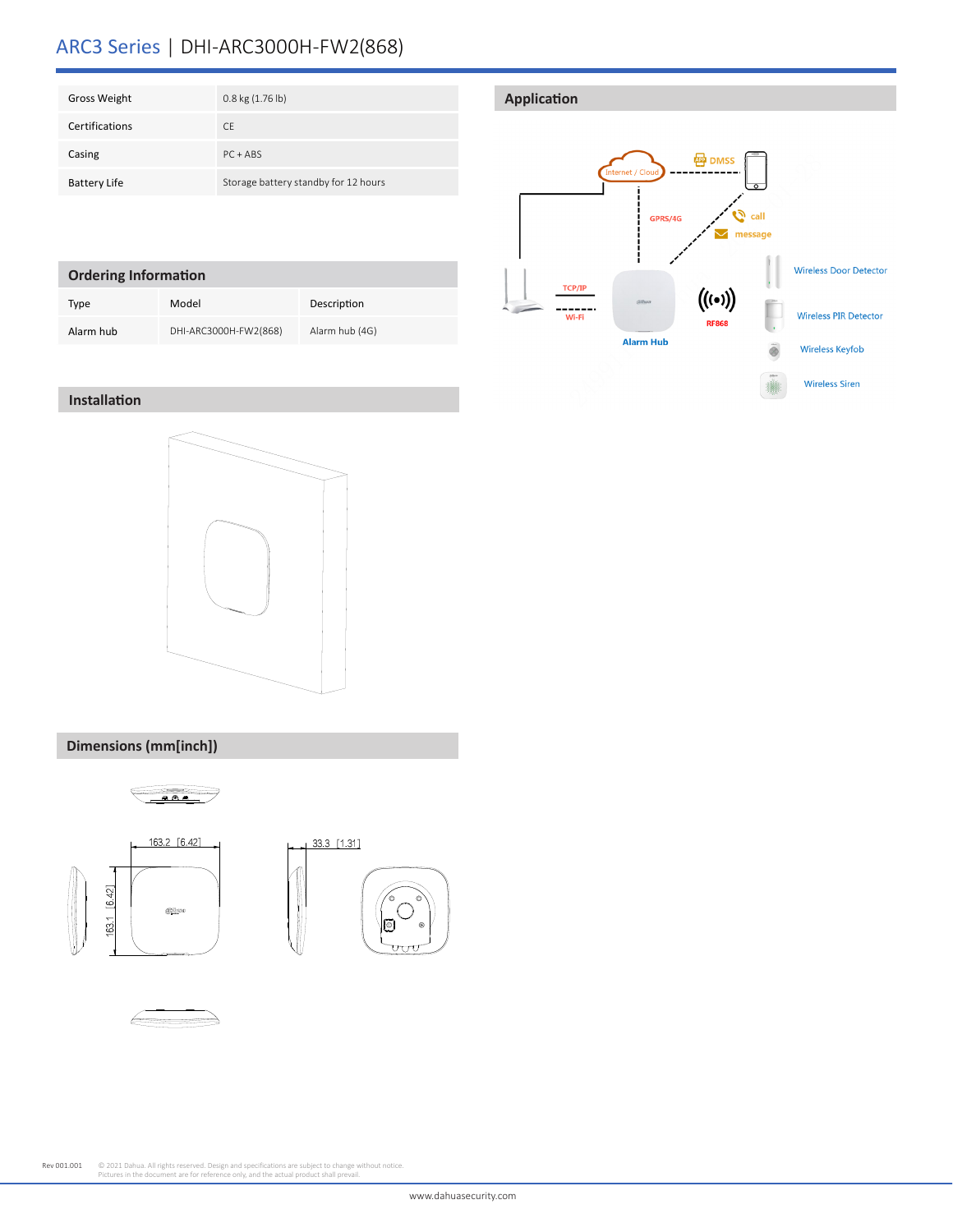# ARC3 Series | DHI-ARC3000H-FW2(868)

| | |
|---|---|
| Gross Weight | 0.8 kg (1.76 lb) |
| Certifications | CE |
| Casing | PC + ABS |
| Battery Life | Storage battery standby for 12 hours |

## Ordering Information

| Type | Model | Description |
|---|---|---|
| Alarm hub | DHI-ARC3000H-FW2(868) | Alarm hub (4G) |

## Installation

## Dimensions (mm[inch])

163.2 [6.42]

163.1 [6.42]

33.3 [1.31]

## Application

Internet / Cloud

DMSS

GPRS/4G

call

message

TCP/IP

Wi-Fi

Alarm Hub

RF868

Wireless Door Detector

Wireless PIR Detector

Wireless Keyfob

Wireless Siren

Rev 001.001 © 2021 Dahua. All rights reserved. Design and specifications are subject to change without notice. Pictures in the document are for reference only, and the actual product shall prevail.

www.dahuasecurity.com